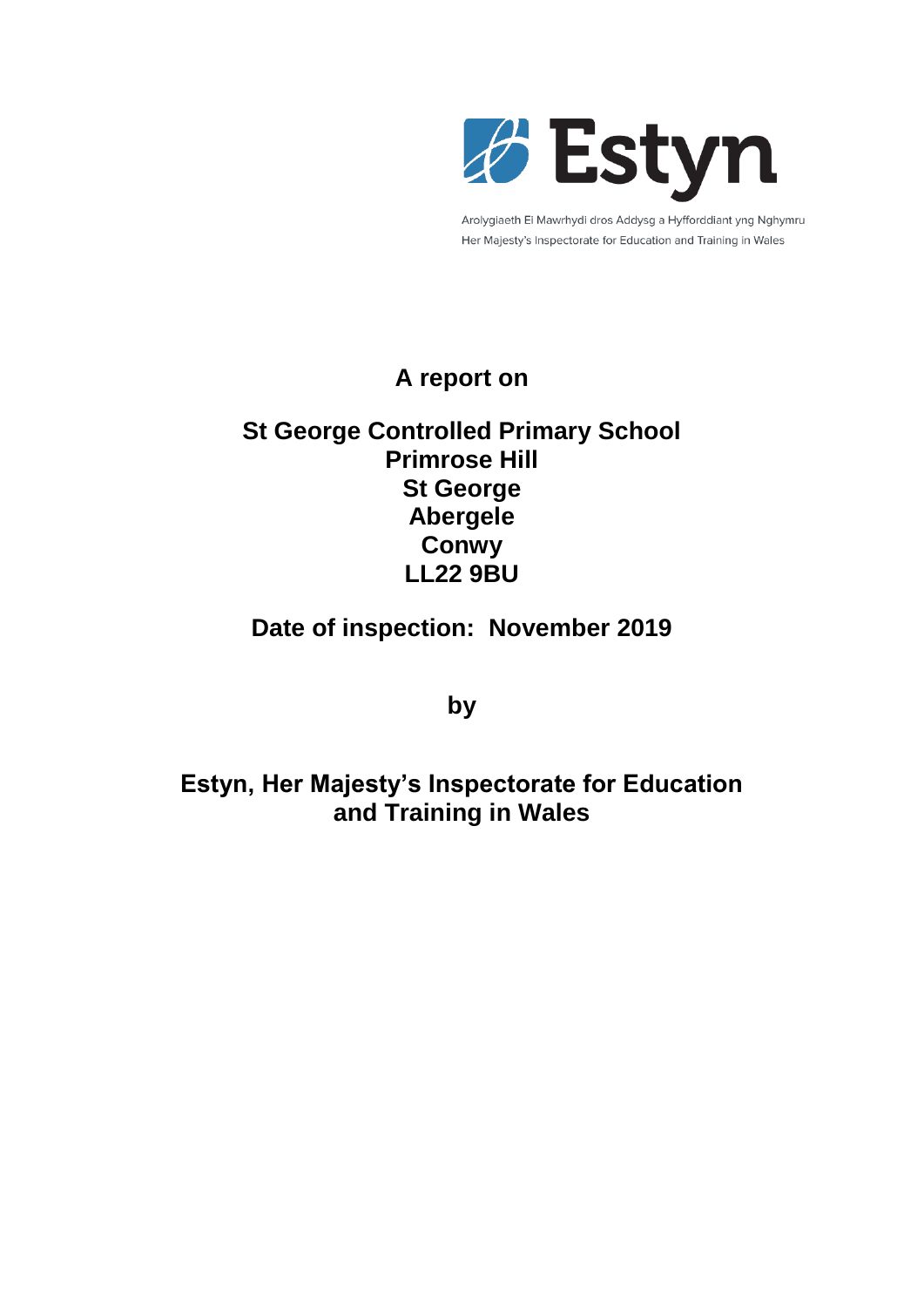Estyn

Arolygiaeth Ei Mawrhydi dros Addysg a Hyfforddiant yng Nghymru
Her Majesty's Inspectorate for Education and Training in Wales

# A report on

# St George Controlled Primary School
# Primrose Hill
# St George
# Abergele
# Conwy
# LL22 9BU

## Date of inspection: November 2019

## by

## Estyn, Her Majesty's Inspectorate for Education and Training in Wales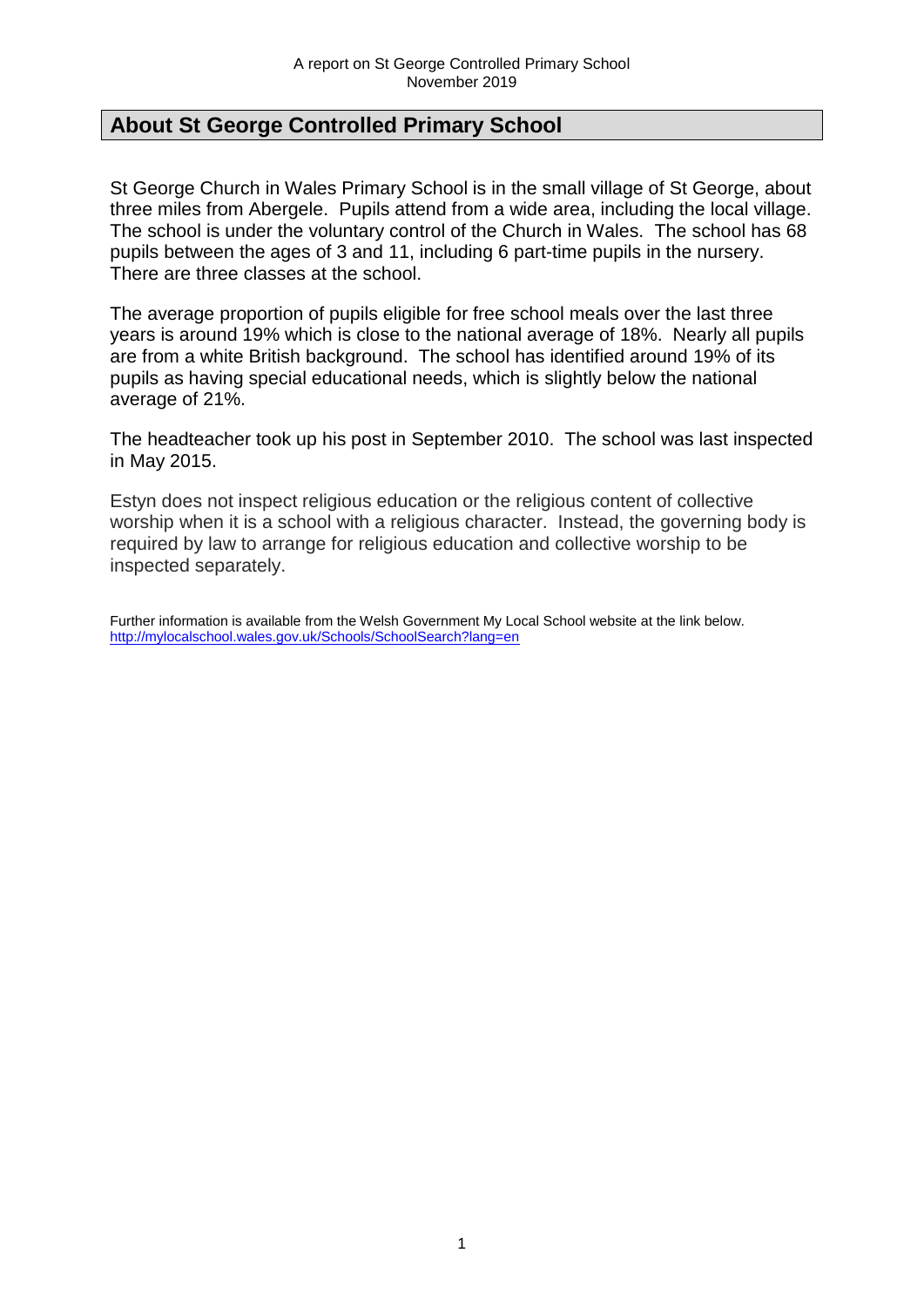## About St George Controlled Primary School

St George Church in Wales Primary School is in the small village of St George, about three miles from Abergele. Pupils attend from a wide area, including the local village. The school is under the voluntary control of the Church in Wales. The school has 68 pupils between the ages of 3 and 11, including 6 part-time pupils in the nursery. There are three classes at the school.

The average proportion of pupils eligible for free school meals over the last three years is around 19% which is close to the national average of 18%. Nearly all pupils are from a white British background. The school has identified around 19% of its pupils as having special educational needs, which is slightly below the national average of 21%.

The headteacher took up his post in September 2010. The school was last inspected in May 2015.

Estyn does not inspect religious education or the religious content of collective worship when it is a school with a religious character. Instead, the governing body is required by law to arrange for religious education and collective worship to be inspected separately.

Further information is available from the Welsh Government My Local School website at the link below.
http://mylocalschool.wales.gov.uk/Schools/SchoolSearch?lang=en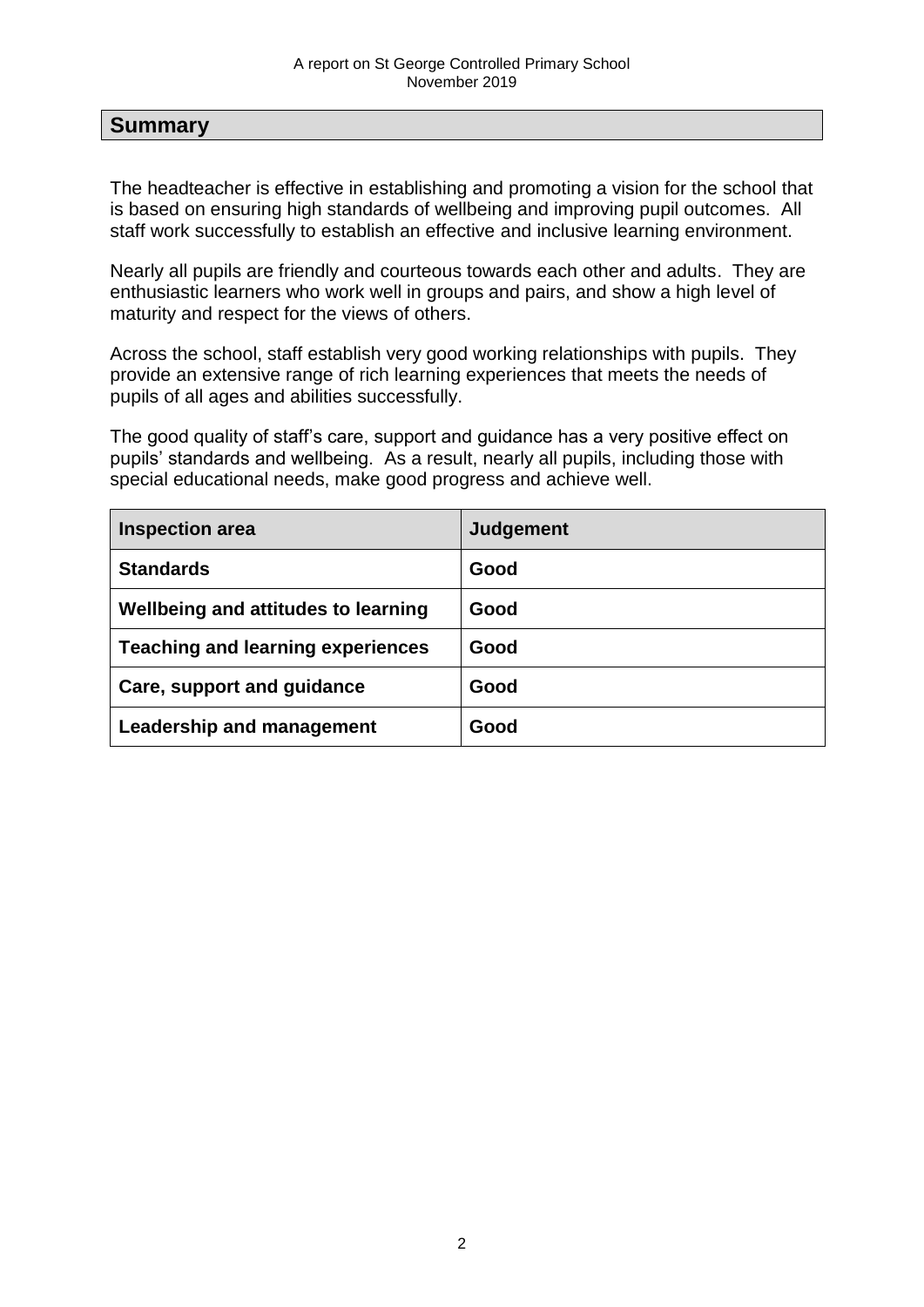## Summary

The headteacher is effective in establishing and promoting a vision for the school that is based on ensuring high standards of wellbeing and improving pupil outcomes. All staff work successfully to establish an effective and inclusive learning environment.

Nearly all pupils are friendly and courteous towards each other and adults. They are enthusiastic learners who work well in groups and pairs, and show a high level of maturity and respect for the views of others.

Across the school, staff establish very good working relationships with pupils. They provide an extensive range of rich learning experiences that meets the needs of pupils of all ages and abilities successfully.

The good quality of staff's care, support and guidance has a very positive effect on pupils' standards and wellbeing. As a result, nearly all pupils, including those with special educational needs, make good progress and achieve well.

| Inspection area | Judgement |
| --- | --- |
| **Standards** | **Good** |
| **Wellbeing and attitudes to learning** | **Good** |
| **Teaching and learning experiences** | **Good** |
| **Care, support and guidance** | **Good** |
| **Leadership and management** | **Good** |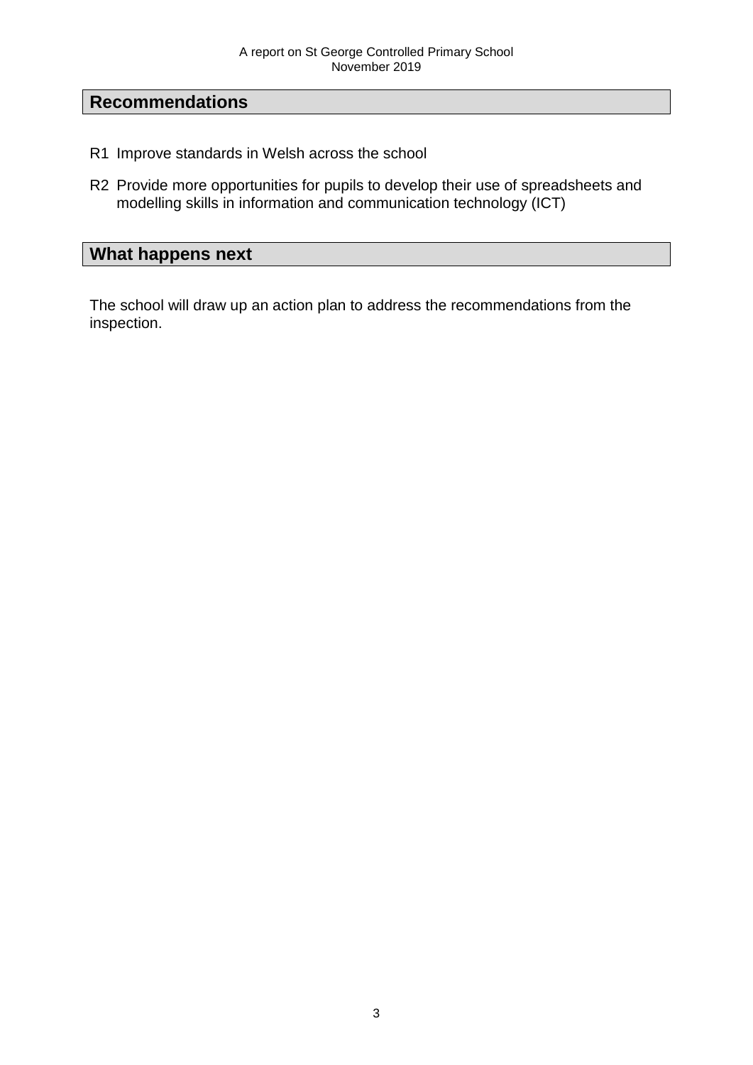## Recommendations

R1 Improve standards in Welsh across the school

R2 Provide more opportunities for pupils to develop their use of spreadsheets and modelling skills in information and communication technology (ICT)

## What happens next

The school will draw up an action plan to address the recommendations from the inspection.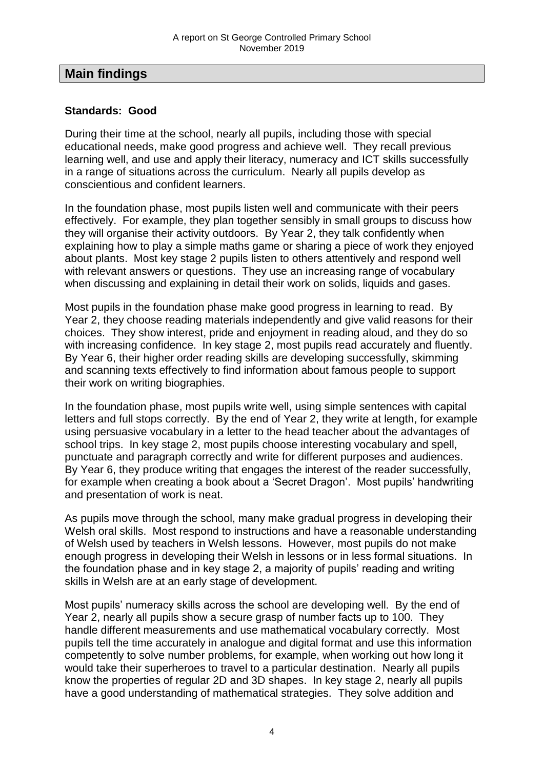## Main findings

### Standards: Good

During their time at the school, nearly all pupils, including those with special educational needs, make good progress and achieve well. They recall previous learning well, and use and apply their literacy, numeracy and ICT skills successfully in a range of situations across the curriculum. Nearly all pupils develop as conscientious and confident learners.

In the foundation phase, most pupils listen well and communicate with their peers effectively. For example, they plan together sensibly in small groups to discuss how they will organise their activity outdoors. By Year 2, they talk confidently when explaining how to play a simple maths game or sharing a piece of work they enjoyed about plants. Most key stage 2 pupils listen to others attentively and respond well with relevant answers or questions. They use an increasing range of vocabulary when discussing and explaining in detail their work on solids, liquids and gases.

Most pupils in the foundation phase make good progress in learning to read. By Year 2, they choose reading materials independently and give valid reasons for their choices. They show interest, pride and enjoyment in reading aloud, and they do so with increasing confidence. In key stage 2, most pupils read accurately and fluently. By Year 6, their higher order reading skills are developing successfully, skimming and scanning texts effectively to find information about famous people to support their work on writing biographies.

In the foundation phase, most pupils write well, using simple sentences with capital letters and full stops correctly. By the end of Year 2, they write at length, for example using persuasive vocabulary in a letter to the head teacher about the advantages of school trips. In key stage 2, most pupils choose interesting vocabulary and spell, punctuate and paragraph correctly and write for different purposes and audiences. By Year 6, they produce writing that engages the interest of the reader successfully, for example when creating a book about a 'Secret Dragon'. Most pupils' handwriting and presentation of work is neat.

As pupils move through the school, many make gradual progress in developing their Welsh oral skills. Most respond to instructions and have a reasonable understanding of Welsh used by teachers in Welsh lessons. However, most pupils do not make enough progress in developing their Welsh in lessons or in less formal situations. In the foundation phase and in key stage 2, a majority of pupils' reading and writing skills in Welsh are at an early stage of development.

Most pupils' numeracy skills across the school are developing well. By the end of Year 2, nearly all pupils show a secure grasp of number facts up to 100. They handle different measurements and use mathematical vocabulary correctly. Most pupils tell the time accurately in analogue and digital format and use this information competently to solve number problems, for example, when working out how long it would take their superheroes to travel to a particular destination. Nearly all pupils know the properties of regular 2D and 3D shapes. In key stage 2, nearly all pupils have a good understanding of mathematical strategies. They solve addition and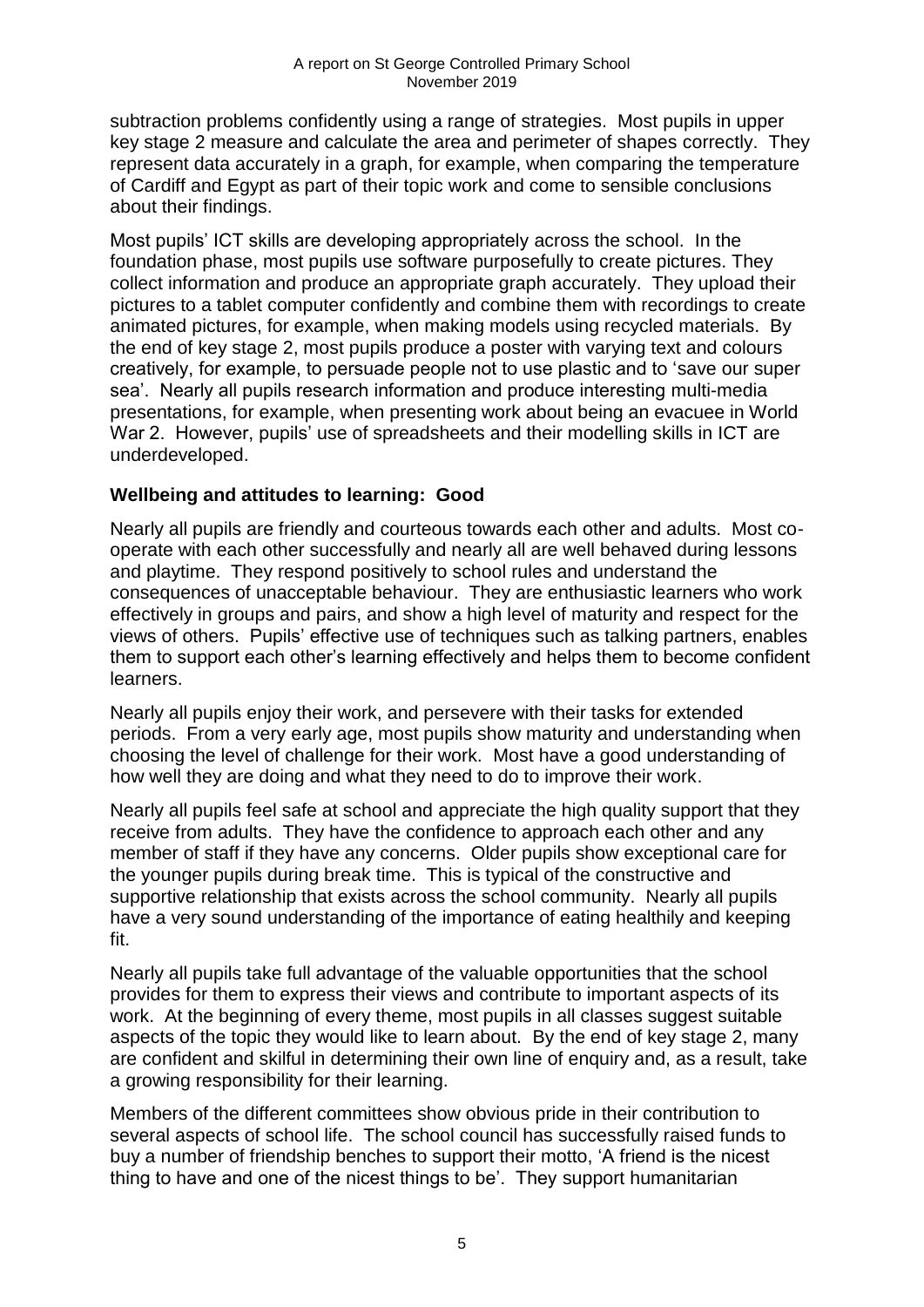subtraction problems confidently using a range of strategies. Most pupils in upper key stage 2 measure and calculate the area and perimeter of shapes correctly. They represent data accurately in a graph, for example, when comparing the temperature of Cardiff and Egypt as part of their topic work and come to sensible conclusions about their findings.

Most pupils' ICT skills are developing appropriately across the school. In the foundation phase, most pupils use software purposefully to create pictures. They collect information and produce an appropriate graph accurately. They upload their pictures to a tablet computer confidently and combine them with recordings to create animated pictures, for example, when making models using recycled materials. By the end of key stage 2, most pupils produce a poster with varying text and colours creatively, for example, to persuade people not to use plastic and to 'save our super sea'. Nearly all pupils research information and produce interesting multi-media presentations, for example, when presenting work about being an evacuee in World War 2. However, pupils' use of spreadsheets and their modelling skills in ICT are underdeveloped.

### Wellbeing and attitudes to learning: Good

Nearly all pupils are friendly and courteous towards each other and adults. Most co-operate with each other successfully and nearly all are well behaved during lessons and playtime. They respond positively to school rules and understand the consequences of unacceptable behaviour. They are enthusiastic learners who work effectively in groups and pairs, and show a high level of maturity and respect for the views of others. Pupils' effective use of techniques such as talking partners, enables them to support each other's learning effectively and helps them to become confident learners.

Nearly all pupils enjoy their work, and persevere with their tasks for extended periods. From a very early age, most pupils show maturity and understanding when choosing the level of challenge for their work. Most have a good understanding of how well they are doing and what they need to do to improve their work.

Nearly all pupils feel safe at school and appreciate the high quality support that they receive from adults. They have the confidence to approach each other and any member of staff if they have any concerns. Older pupils show exceptional care for the younger pupils during break time. This is typical of the constructive and supportive relationship that exists across the school community. Nearly all pupils have a very sound understanding of the importance of eating healthily and keeping fit.

Nearly all pupils take full advantage of the valuable opportunities that the school provides for them to express their views and contribute to important aspects of its work. At the beginning of every theme, most pupils in all classes suggest suitable aspects of the topic they would like to learn about. By the end of key stage 2, many are confident and skilful in determining their own line of enquiry and, as a result, take a growing responsibility for their learning.

Members of the different committees show obvious pride in their contribution to several aspects of school life. The school council has successfully raised funds to buy a number of friendship benches to support their motto, 'A friend is the nicest thing to have and one of the nicest things to be'. They support humanitarian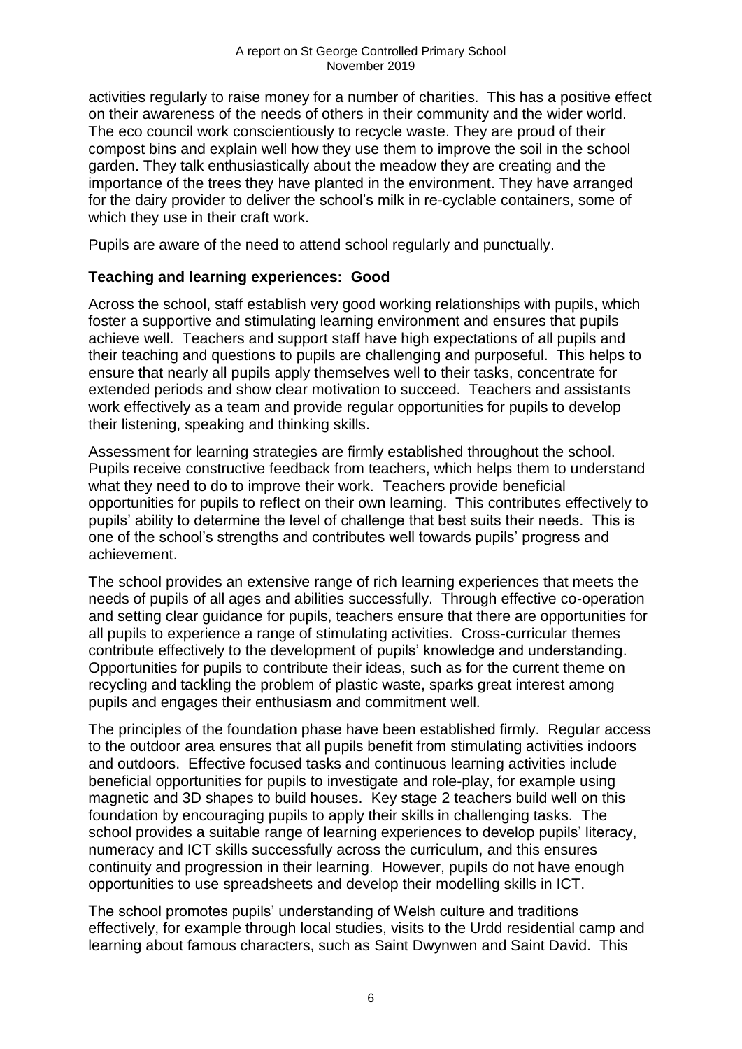activities regularly to raise money for a number of charities. This has a positive effect on their awareness of the needs of others in their community and the wider world. The eco council work conscientiously to recycle waste. They are proud of their compost bins and explain well how they use them to improve the soil in the school garden. They talk enthusiastically about the meadow they are creating and the importance of the trees they have planted in the environment. They have arranged for the dairy provider to deliver the school's milk in re-cyclable containers, some of which they use in their craft work.

Pupils are aware of the need to attend school regularly and punctually.

## Teaching and learning experiences: Good

Across the school, staff establish very good working relationships with pupils, which foster a supportive and stimulating learning environment and ensures that pupils achieve well. Teachers and support staff have high expectations of all pupils and their teaching and questions to pupils are challenging and purposeful. This helps to ensure that nearly all pupils apply themselves well to their tasks, concentrate for extended periods and show clear motivation to succeed. Teachers and assistants work effectively as a team and provide regular opportunities for pupils to develop their listening, speaking and thinking skills.

Assessment for learning strategies are firmly established throughout the school. Pupils receive constructive feedback from teachers, which helps them to understand what they need to do to improve their work. Teachers provide beneficial opportunities for pupils to reflect on their own learning. This contributes effectively to pupils' ability to determine the level of challenge that best suits their needs. This is one of the school's strengths and contributes well towards pupils' progress and achievement.

The school provides an extensive range of rich learning experiences that meets the needs of pupils of all ages and abilities successfully. Through effective co-operation and setting clear guidance for pupils, teachers ensure that there are opportunities for all pupils to experience a range of stimulating activities. Cross-curricular themes contribute effectively to the development of pupils' knowledge and understanding. Opportunities for pupils to contribute their ideas, such as for the current theme on recycling and tackling the problem of plastic waste, sparks great interest among pupils and engages their enthusiasm and commitment well.

The principles of the foundation phase have been established firmly. Regular access to the outdoor area ensures that all pupils benefit from stimulating activities indoors and outdoors. Effective focused tasks and continuous learning activities include beneficial opportunities for pupils to investigate and role-play, for example using magnetic and 3D shapes to build houses. Key stage 2 teachers build well on this foundation by encouraging pupils to apply their skills in challenging tasks. The school provides a suitable range of learning experiences to develop pupils' literacy, numeracy and ICT skills successfully across the curriculum, and this ensures continuity and progression in their learning. However, pupils do not have enough opportunities to use spreadsheets and develop their modelling skills in ICT.

The school promotes pupils' understanding of Welsh culture and traditions effectively, for example through local studies, visits to the Urdd residential camp and learning about famous characters, such as Saint Dwynwen and Saint David. This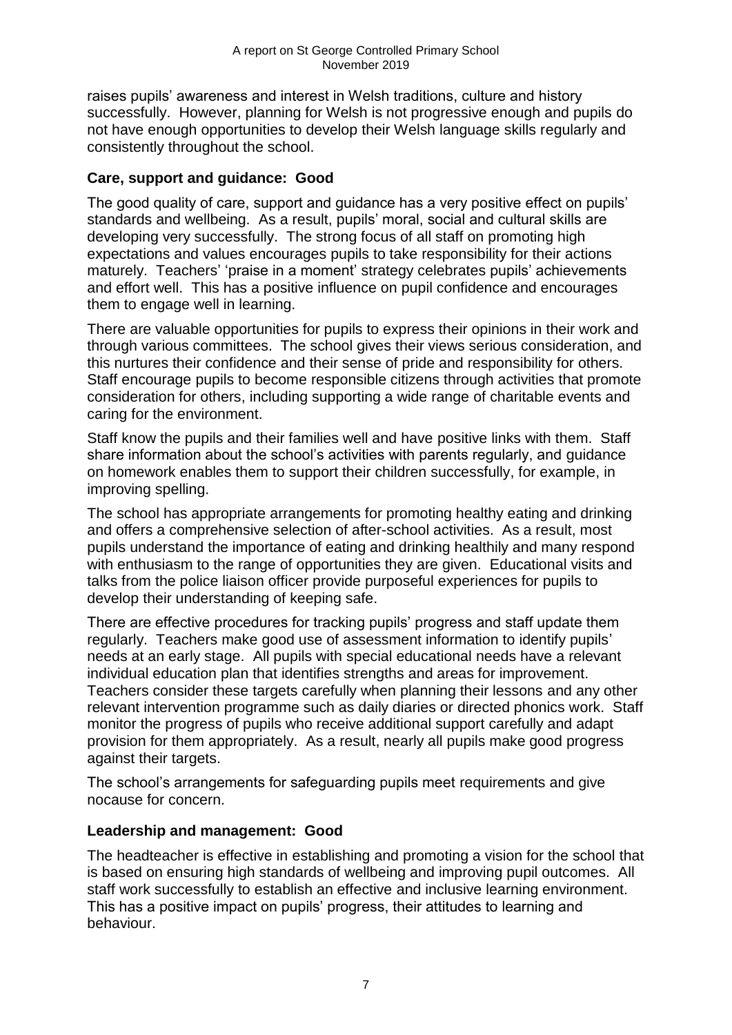raises pupils' awareness and interest in Welsh traditions, culture and history successfully. However, planning for Welsh is not progressive enough and pupils do not have enough opportunities to develop their Welsh language skills regularly and consistently throughout the school.

## Care, support and guidance: Good

The good quality of care, support and guidance has a very positive effect on pupils' standards and wellbeing. As a result, pupils' moral, social and cultural skills are developing very successfully. The strong focus of all staff on promoting high expectations and values encourages pupils to take responsibility for their actions maturely. Teachers' 'praise in a moment' strategy celebrates pupils' achievements and effort well. This has a positive influence on pupil confidence and encourages them to engage well in learning.

There are valuable opportunities for pupils to express their opinions in their work and through various committees. The school gives their views serious consideration, and this nurtures their confidence and their sense of pride and responsibility for others. Staff encourage pupils to become responsible citizens through activities that promote consideration for others, including supporting a wide range of charitable events and caring for the environment.

Staff know the pupils and their families well and have positive links with them. Staff share information about the school's activities with parents regularly, and guidance on homework enables them to support their children successfully, for example, in improving spelling.

The school has appropriate arrangements for promoting healthy eating and drinking and offers a comprehensive selection of after-school activities. As a result, most pupils understand the importance of eating and drinking healthily and many respond with enthusiasm to the range of opportunities they are given. Educational visits and talks from the police liaison officer provide purposeful experiences for pupils to develop their understanding of keeping safe.

There are effective procedures for tracking pupils' progress and staff update them regularly. Teachers make good use of assessment information to identify pupils' needs at an early stage. All pupils with special educational needs have a relevant individual education plan that identifies strengths and areas for improvement. Teachers consider these targets carefully when planning their lessons and any other relevant intervention programme such as daily diaries or directed phonics work. Staff monitor the progress of pupils who receive additional support carefully and adapt provision for them appropriately. As a result, nearly all pupils make good progress against their targets.

The school's arrangements for safeguarding pupils meet requirements and give nocause for concern.

## Leadership and management: Good

The headteacher is effective in establishing and promoting a vision for the school that is based on ensuring high standards of wellbeing and improving pupil outcomes. All staff work successfully to establish an effective and inclusive learning environment. This has a positive impact on pupils' progress, their attitudes to learning and behaviour.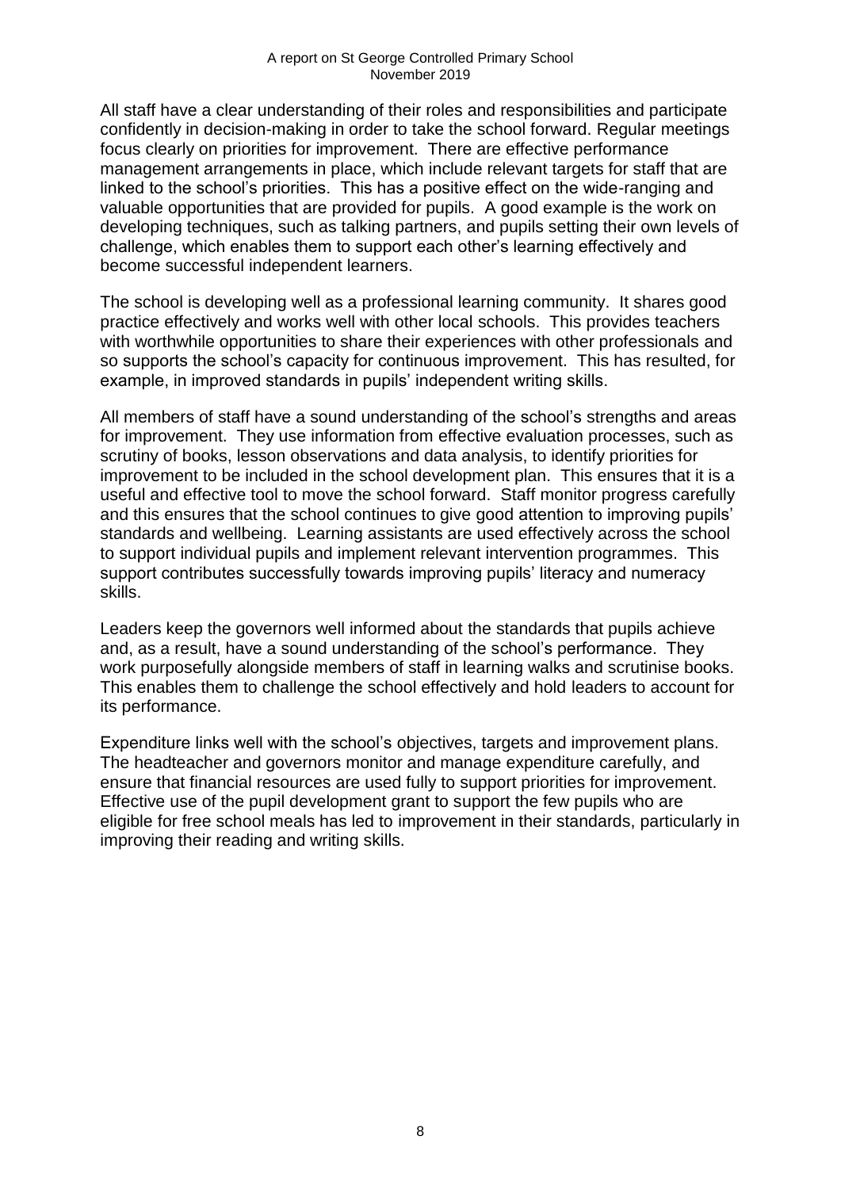All staff have a clear understanding of their roles and responsibilities and participate confidently in decision-making in order to take the school forward. Regular meetings focus clearly on priorities for improvement. There are effective performance management arrangements in place, which include relevant targets for staff that are linked to the school's priorities. This has a positive effect on the wide-ranging and valuable opportunities that are provided for pupils. A good example is the work on developing techniques, such as talking partners, and pupils setting their own levels of challenge, which enables them to support each other's learning effectively and become successful independent learners.

The school is developing well as a professional learning community. It shares good practice effectively and works well with other local schools. This provides teachers with worthwhile opportunities to share their experiences with other professionals and so supports the school's capacity for continuous improvement. This has resulted, for example, in improved standards in pupils' independent writing skills.

All members of staff have a sound understanding of the school's strengths and areas for improvement. They use information from effective evaluation processes, such as scrutiny of books, lesson observations and data analysis, to identify priorities for improvement to be included in the school development plan. This ensures that it is a useful and effective tool to move the school forward. Staff monitor progress carefully and this ensures that the school continues to give good attention to improving pupils' standards and wellbeing. Learning assistants are used effectively across the school to support individual pupils and implement relevant intervention programmes. This support contributes successfully towards improving pupils' literacy and numeracy skills.

Leaders keep the governors well informed about the standards that pupils achieve and, as a result, have a sound understanding of the school's performance. They work purposefully alongside members of staff in learning walks and scrutinise books. This enables them to challenge the school effectively and hold leaders to account for its performance.

Expenditure links well with the school's objectives, targets and improvement plans. The headteacher and governors monitor and manage expenditure carefully, and ensure that financial resources are used fully to support priorities for improvement. Effective use of the pupil development grant to support the few pupils who are eligible for free school meals has led to improvement in their standards, particularly in improving their reading and writing skills.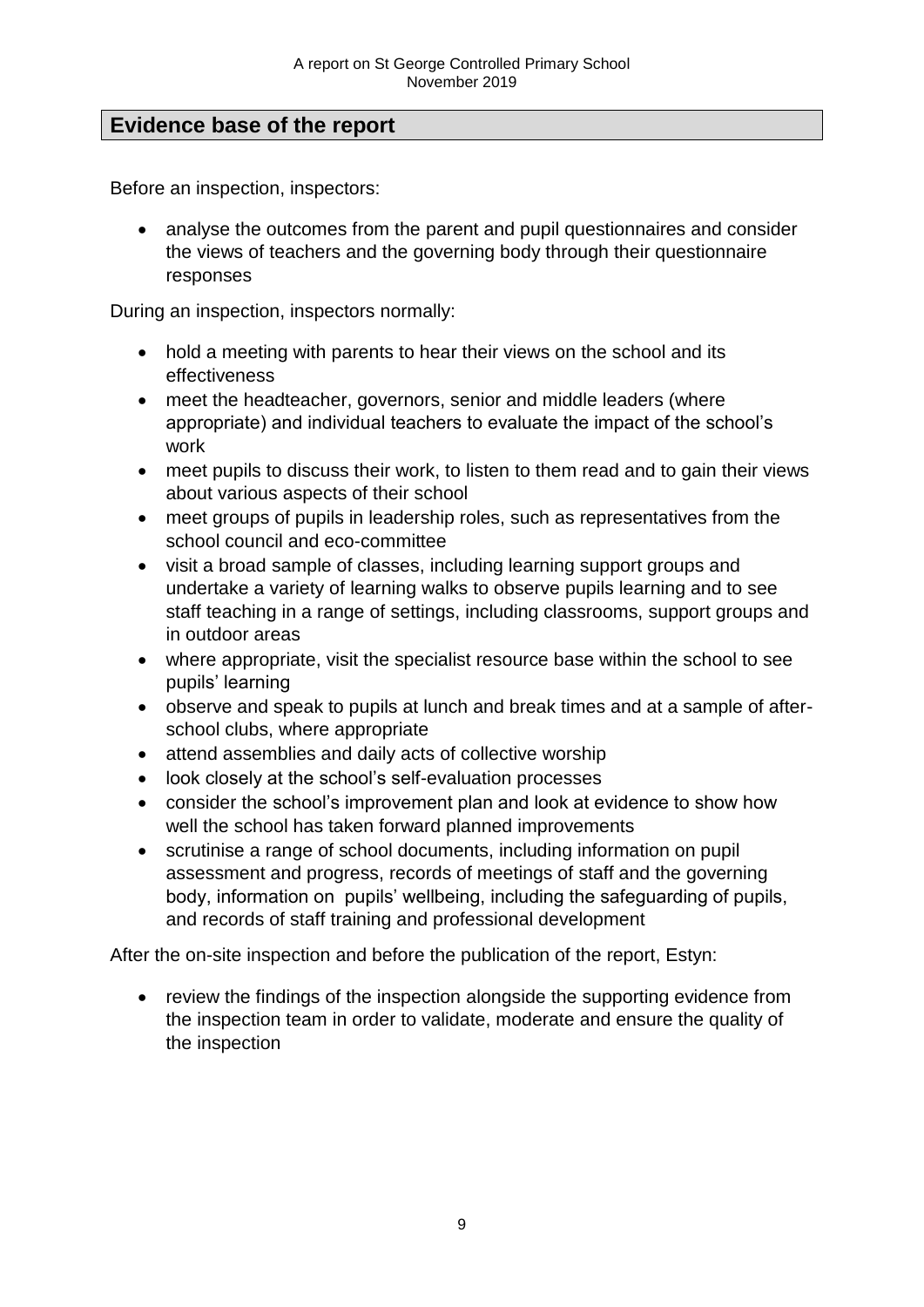## Evidence base of the report

Before an inspection, inspectors:

- analyse the outcomes from the parent and pupil questionnaires and consider the views of teachers and the governing body through their questionnaire responses

During an inspection, inspectors normally:

- hold a meeting with parents to hear their views on the school and its effectiveness
- meet the headteacher, governors, senior and middle leaders (where appropriate) and individual teachers to evaluate the impact of the school's work
- meet pupils to discuss their work, to listen to them read and to gain their views about various aspects of their school
- meet groups of pupils in leadership roles, such as representatives from the school council and eco-committee
- visit a broad sample of classes, including learning support groups and undertake a variety of learning walks to observe pupils learning and to see staff teaching in a range of settings, including classrooms, support groups and in outdoor areas
- where appropriate, visit the specialist resource base within the school to see pupils' learning
- observe and speak to pupils at lunch and break times and at a sample of after-school clubs, where appropriate
- attend assemblies and daily acts of collective worship
- look closely at the school's self-evaluation processes
- consider the school's improvement plan and look at evidence to show how well the school has taken forward planned improvements
- scrutinise a range of school documents, including information on pupil assessment and progress, records of meetings of staff and the governing body, information on pupils' wellbeing, including the safeguarding of pupils, and records of staff training and professional development

After the on-site inspection and before the publication of the report, Estyn:

- review the findings of the inspection alongside the supporting evidence from the inspection team in order to validate, moderate and ensure the quality of the inspection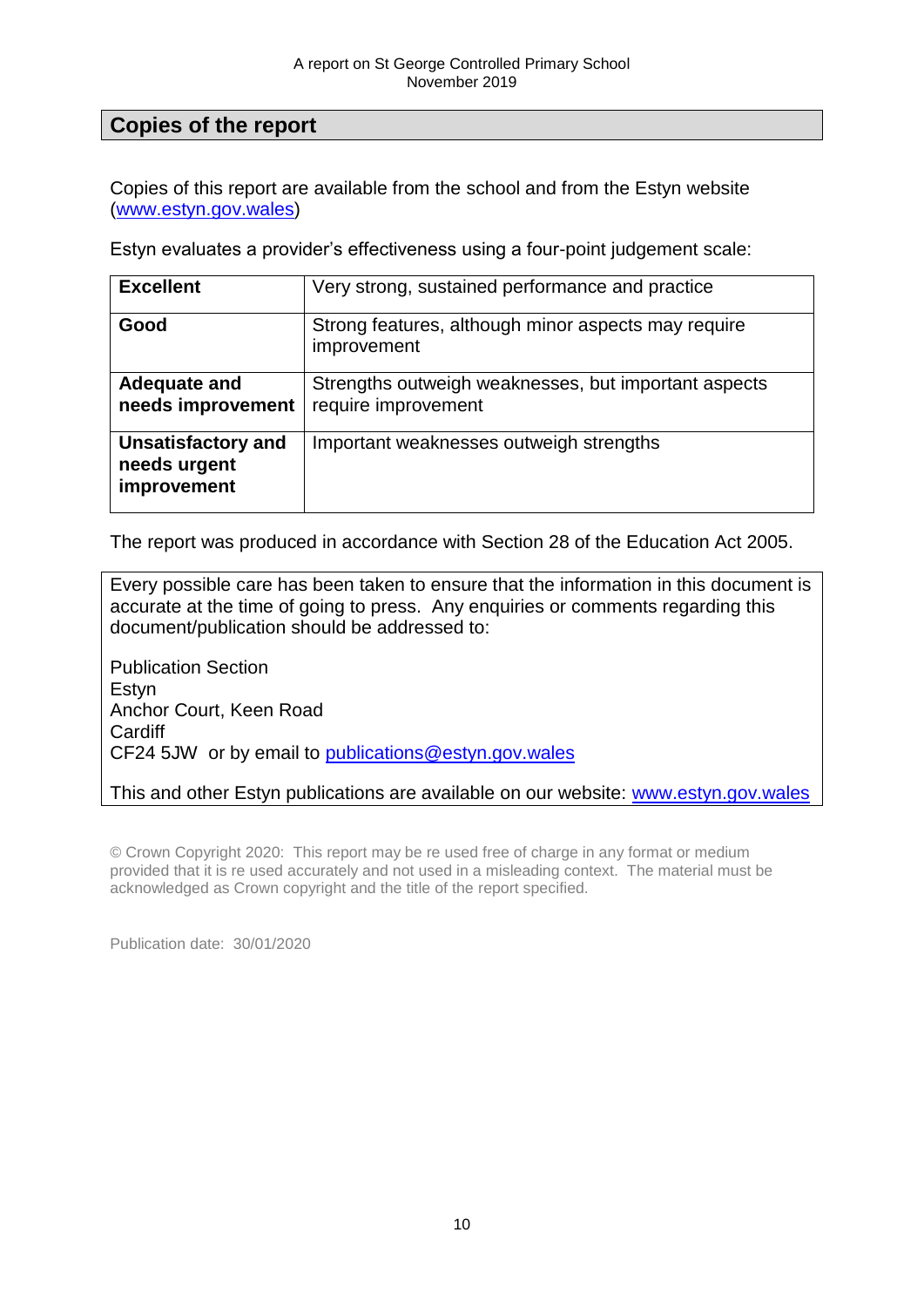## Copies of the report

Copies of this report are available from the school and from the Estyn website ([www.estyn.gov.wales](http://www.estyn.gov.wales))

Estyn evaluates a provider's effectiveness using a four-point judgement scale:

| | |
|---|---|
| **Excellent** | Very strong, sustained performance and practice |
| **Good** | Strong features, although minor aspects may require improvement |
| **Adequate and needs improvement** | Strengths outweigh weaknesses, but important aspects require improvement |
| **Unsatisfactory and needs urgent improvement** | Important weaknesses outweigh strengths |

The report was produced in accordance with Section 28 of the Education Act 2005.

Every possible care has been taken to ensure that the information in this document is accurate at the time of going to press. Any enquiries or comments regarding this document/publication should be addressed to:

Publication Section
Estyn
Anchor Court, Keen Road
Cardiff
CF24 5JW or by email to [publications@estyn.gov.wales](mailto:publications@estyn.gov.wales)

This and other Estyn publications are available on our website: [www.estyn.gov.wales](http://www.estyn.gov.wales)

© Crown Copyright 2020: This report may be re used free of charge in any format or medium provided that it is re used accurately and not used in a misleading context. The material must be acknowledged as Crown copyright and the title of the report specified.

Publication date: 30/01/2020